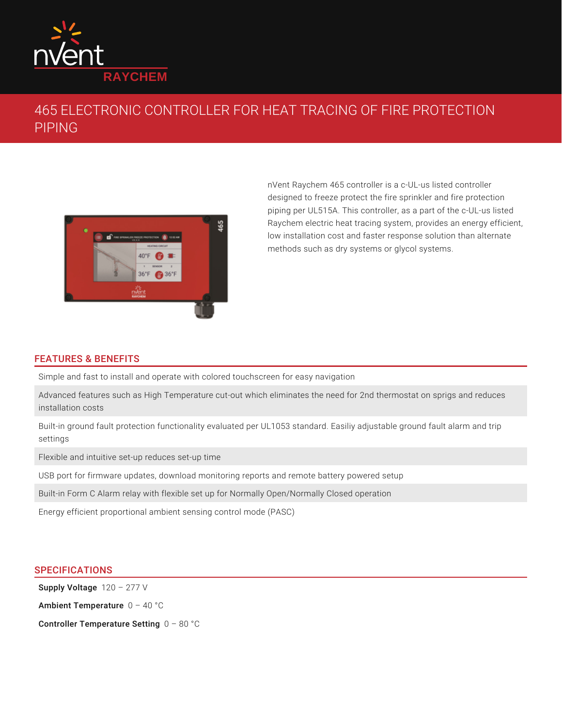nVent RAYCHEM

# 465 ELECTRONIC CONTROLLER FOR HEAT TRACING OF FIRE PROTECTION PIPING

nVent Raychem 465 controller is a c-UL-us listed controller designed to freeze protect the fire sprinkler and fire protection piping per UL515A. This controller, as a part of the c-UL-us listed Raychem electric heat tracing system, provides an energy efficient, low installation cost and faster response solution than alternate methods such as dry systems or glycol systems.

## FEATURES & BENEFITS

- Simple and fast to install and operate with colored touchscreen for easy navigation
- Advanced features such as High Temperature cut-out which eliminates the need for 2nd thermostat on sprigs and reduces installation costs
- Built-in ground fault protection functionality evaluated per UL1053 standard. Easiliy adjustable ground fault alarm and trip settings
- Flexible and intuitive set-up reduces set-up time
- USB port for firmware updates, download monitoring reports and remote battery powered setup
- Built-in Form C Alarm relay with flexible set up for Normally Open/Normally Closed operation
- Energy efficient proportional ambient sensing control mode (PASC)

## SPECIFICATIONS

**Supply Voltage** 120 – 277 V

**Ambient Temperature** 0 – 40 °C

**Controller Temperature Setting** 0 – 80 °C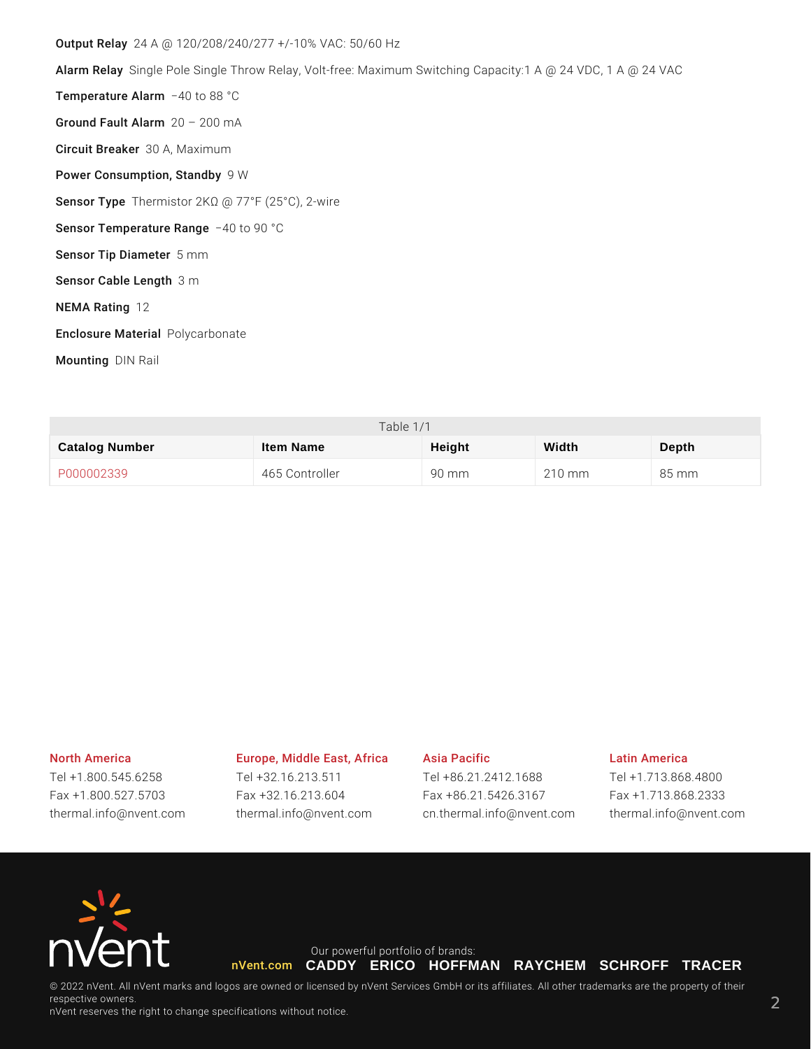**Output Relay** 24 A @ 120/208/240/277 +/-10% VAC: 50/60 Hz

**Alarm Relay** Single Pole Single Throw Relay, Volt-free: Maximum Switching Capacity:1 A @ 24 VDC, 1 A @ 24 VAC

**Temperature Alarm** −40 to 88 °C

**Ground Fault Alarm** 20 – 200 mA

**Circuit Breaker** 30 A, Maximum

**Power Consumption, Standby** 9 W

**Sensor Type** Thermistor 2KΩ @ 77°F (25°C), 2-wire

**Sensor Temperature Range** −40 to 90 °C

**Sensor Tip Diameter** 5 mm

**Sensor Cable Length** 3 m

**NEMA Rating** 12

**Enclosure Material** Polycarbonate

**Mounting** DIN Rail

Table 1/1

| Catalog Number | Item Name | Height | Width | Depth |
|---|---|---|---|---|
| P000002339 | 465 Controller | 90 mm | 210 mm | 85 mm |

**North America**
Tel +1.800.545.6258
Fax +1.800.527.5703
thermal.info@nvent.com

**Europe, Middle East, Africa**
Tel +32.16.213.511
Fax +32.16.213.604
thermal.info@nvent.com

**Asia Pacific**
Tel +86.21.2412.1688
Fax +86.21.5426.3167
cn.thermal.info@nvent.com

**Latin America**
Tel +1.713.868.4800
Fax +1.713.868.2333
thermal.info@nvent.com

nVent

Our powerful portfolio of brands:
nVent.com CADDY ERICO HOFFMAN RAYCHEM SCHROFF TRACER

© 2022 nVent. All nVent marks and logos are owned or licensed by nVent Services GmbH or its affiliates. All other trademarks are the property of their respective owners.
nVent reserves the right to change specifications without notice.